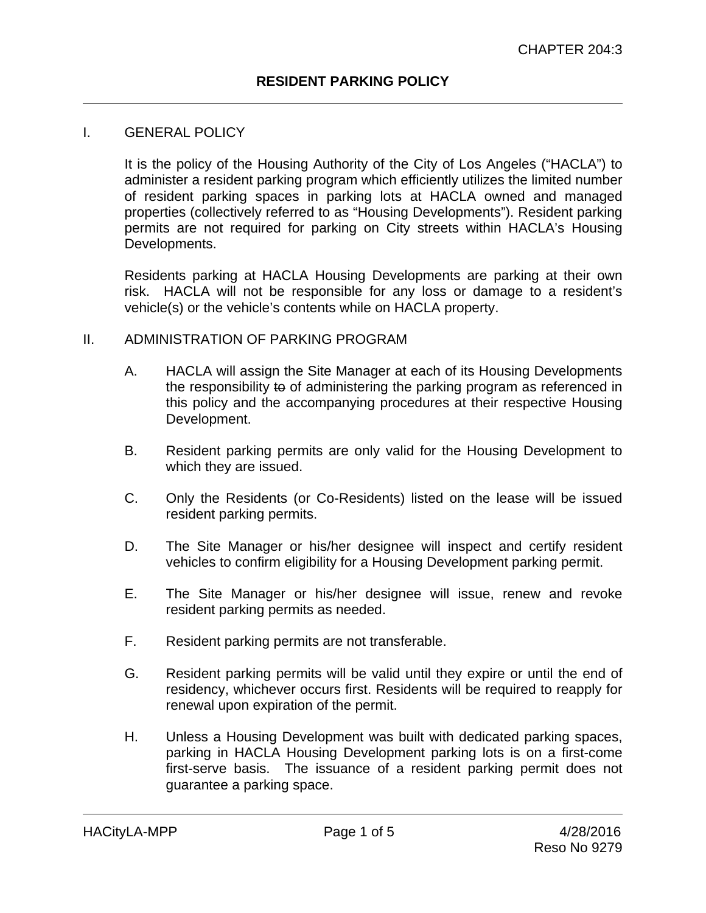CHAPTER 204:3

# RESIDENT PARKING POLICY

## I. GENERAL POLICY

It is the policy of the Housing Authority of the City of Los Angeles ("HACLA") to administer a resident parking program which efficiently utilizes the limited number of resident parking spaces in parking lots at HACLA owned and managed properties (collectively referred to as "Housing Developments"). Resident parking permits are not required for parking on City streets within HACLA's Housing Developments.

Residents parking at HACLA Housing Developments are parking at their own risk. HACLA will not be responsible for any loss or damage to a resident's vehicle(s) or the vehicle's contents while on HACLA property.

## II. ADMINISTRATION OF PARKING PROGRAM

A. HACLA will assign the Site Manager at each of its Housing Developments the responsibility ~~to~~ of administering the parking program as referenced in this policy and the accompanying procedures at their respective Housing Development.

B. Resident parking permits are only valid for the Housing Development to which they are issued.

C. Only the Residents (or Co-Residents) listed on the lease will be issued resident parking permits.

D. The Site Manager or his/her designee will inspect and certify resident vehicles to confirm eligibility for a Housing Development parking permit.

E. The Site Manager or his/her designee will issue, renew and revoke resident parking permits as needed.

F. Resident parking permits are not transferable.

G. Resident parking permits will be valid until they expire or until the end of residency, whichever occurs first. Residents will be required to reapply for renewal upon expiration of the permit.

H. Unless a Housing Development was built with dedicated parking spaces, parking in HACLA Housing Development parking lots is on a first-come first-serve basis. The issuance of a resident parking permit does not guarantee a parking space.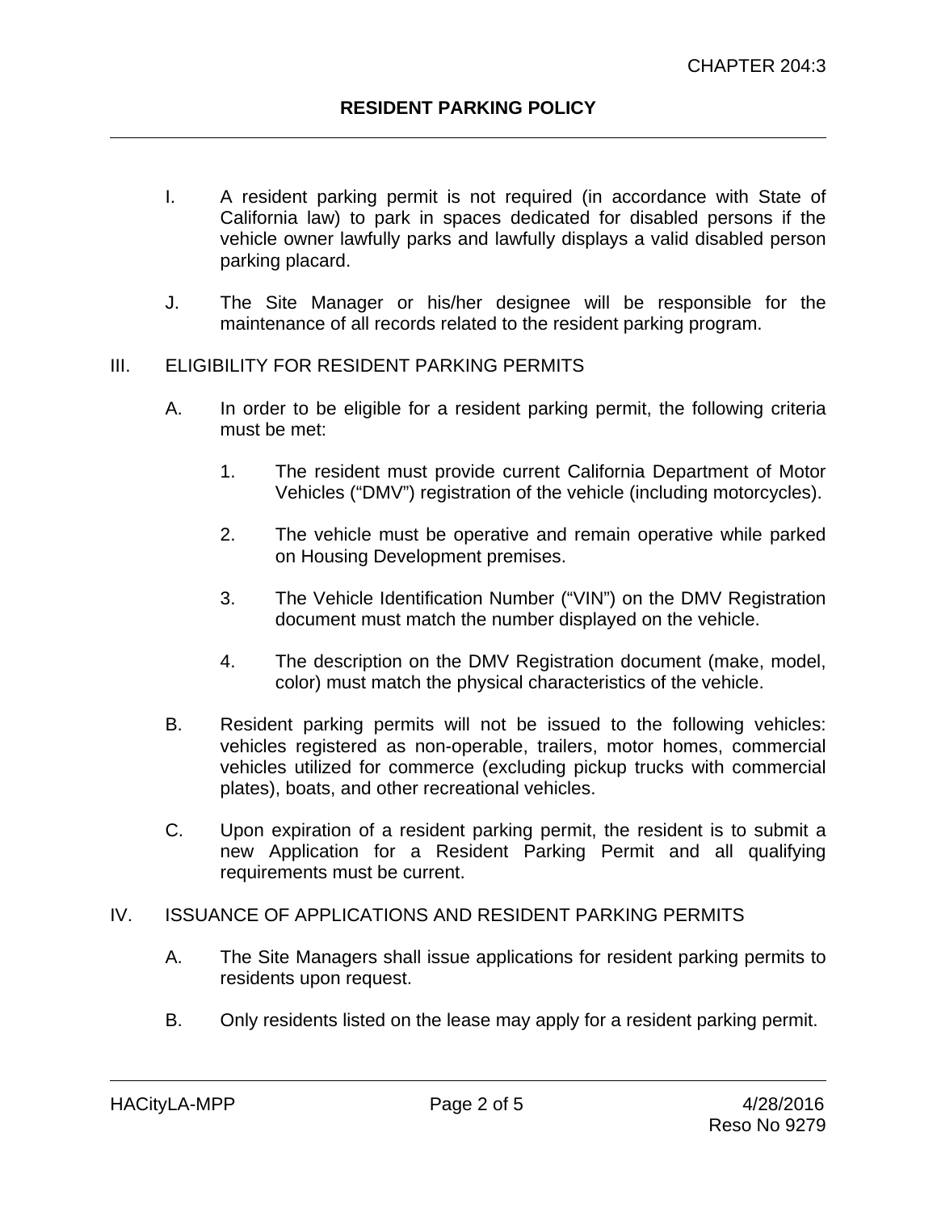I. A resident parking permit is not required (in accordance with State of California law) to park in spaces dedicated for disabled persons if the vehicle owner lawfully parks and lawfully displays a valid disabled person parking placard.

J. The Site Manager or his/her designee will be responsible for the maintenance of all records related to the resident parking program.

## III. ELIGIBILITY FOR RESIDENT PARKING PERMITS

A. In order to be eligible for a resident parking permit, the following criteria must be met:

1. The resident must provide current California Department of Motor Vehicles ("DMV") registration of the vehicle (including motorcycles).

2. The vehicle must be operative and remain operative while parked on Housing Development premises.

3. The Vehicle Identification Number ("VIN") on the DMV Registration document must match the number displayed on the vehicle.

4. The description on the DMV Registration document (make, model, color) must match the physical characteristics of the vehicle.

B. Resident parking permits will not be issued to the following vehicles: vehicles registered as non-operable, trailers, motor homes, commercial vehicles utilized for commerce (excluding pickup trucks with commercial plates), boats, and other recreational vehicles.

C. Upon expiration of a resident parking permit, the resident is to submit a new Application for a Resident Parking Permit and all qualifying requirements must be current.

## IV. ISSUANCE OF APPLICATIONS AND RESIDENT PARKING PERMITS

A. The Site Managers shall issue applications for resident parking permits to residents upon request.

B. Only residents listed on the lease may apply for a resident parking permit.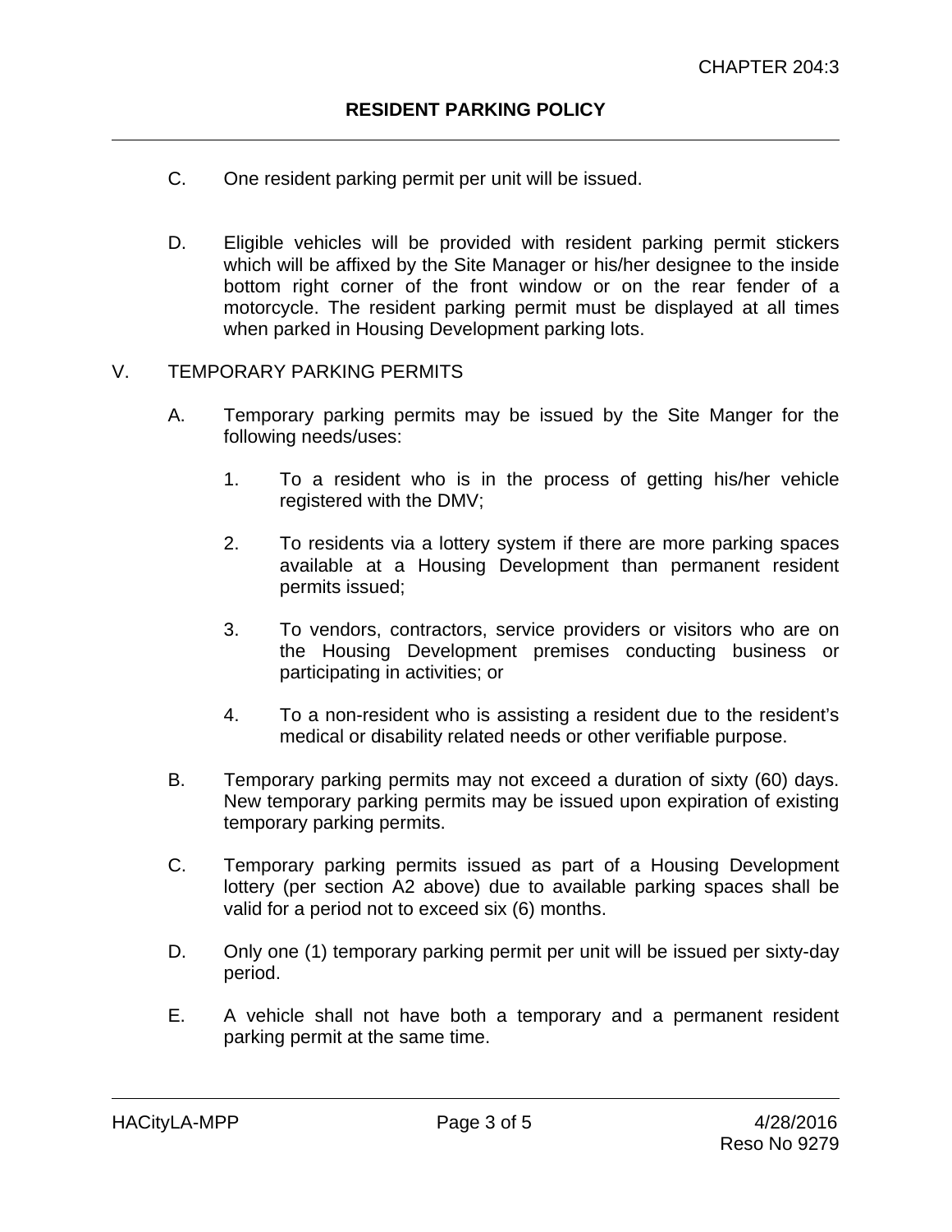C. One resident parking permit per unit will be issued.

D. Eligible vehicles will be provided with resident parking permit stickers which will be affixed by the Site Manager or his/her designee to the inside bottom right corner of the front window or on the rear fender of a motorcycle. The resident parking permit must be displayed at all times when parked in Housing Development parking lots.

V. TEMPORARY PARKING PERMITS

A. Temporary parking permits may be issued by the Site Manger for the following needs/uses:

1. To a resident who is in the process of getting his/her vehicle registered with the DMV;

2. To residents via a lottery system if there are more parking spaces available at a Housing Development than permanent resident permits issued;

3. To vendors, contractors, service providers or visitors who are on the Housing Development premises conducting business or participating in activities; or

4. To a non-resident who is assisting a resident due to the resident's medical or disability related needs or other verifiable purpose.

B. Temporary parking permits may not exceed a duration of sixty (60) days. New temporary parking permits may be issued upon expiration of existing temporary parking permits.

C. Temporary parking permits issued as part of a Housing Development lottery (per section A2 above) due to available parking spaces shall be valid for a period not to exceed six (6) months.

D. Only one (1) temporary parking permit per unit will be issued per sixty-day period.

E. A vehicle shall not have both a temporary and a permanent resident parking permit at the same time.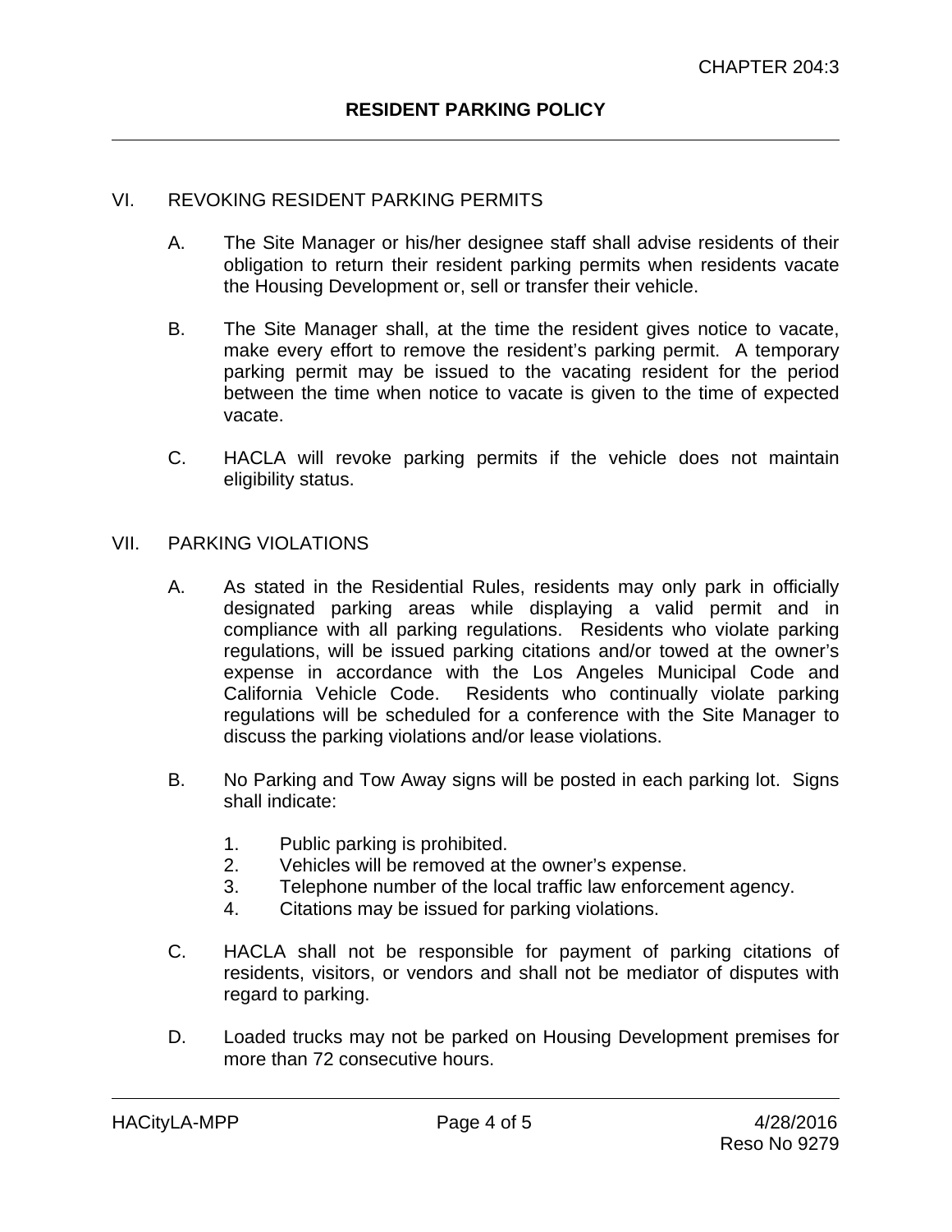## VI. REVOKING RESIDENT PARKING PERMITS

A. The Site Manager or his/her designee staff shall advise residents of their obligation to return their resident parking permits when residents vacate the Housing Development or, sell or transfer their vehicle.

B. The Site Manager shall, at the time the resident gives notice to vacate, make every effort to remove the resident's parking permit. A temporary parking permit may be issued to the vacating resident for the period between the time when notice to vacate is given to the time of expected vacate.

C. HACLA will revoke parking permits if the vehicle does not maintain eligibility status.

## VII. PARKING VIOLATIONS

A. As stated in the Residential Rules, residents may only park in officially designated parking areas while displaying a valid permit and in compliance with all parking regulations. Residents who violate parking regulations, will be issued parking citations and/or towed at the owner's expense in accordance with the Los Angeles Municipal Code and California Vehicle Code. Residents who continually violate parking regulations will be scheduled for a conference with the Site Manager to discuss the parking violations and/or lease violations.

B. No Parking and Tow Away signs will be posted in each parking lot. Signs shall indicate:

1. Public parking is prohibited.
2. Vehicles will be removed at the owner's expense.
3. Telephone number of the local traffic law enforcement agency.
4. Citations may be issued for parking violations.

C. HACLA shall not be responsible for payment of parking citations of residents, visitors, or vendors and shall not be mediator of disputes with regard to parking.

D. Loaded trucks may not be parked on Housing Development premises for more than 72 consecutive hours.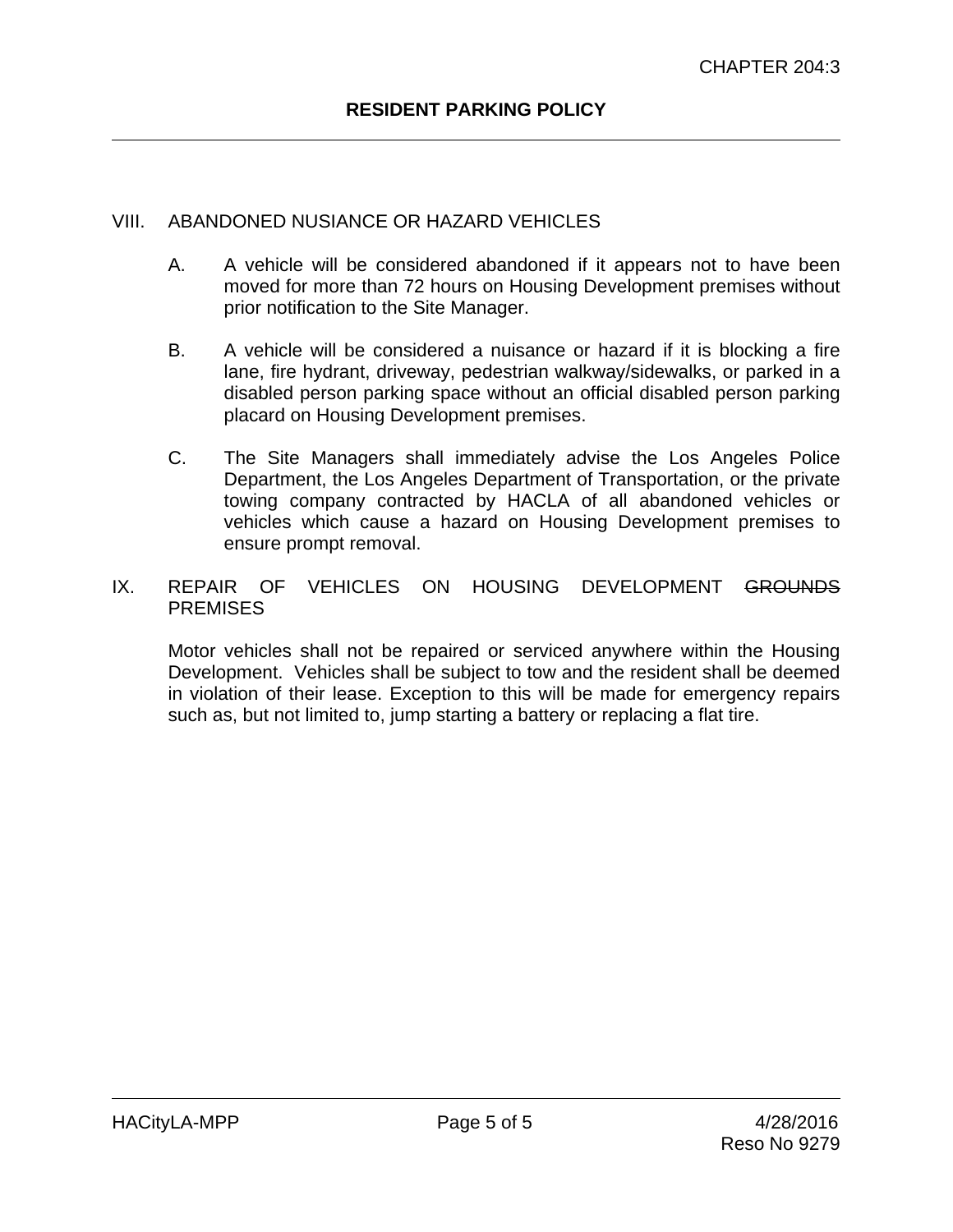## VIII. ABANDONED NUSIANCE OR HAZARD VEHICLES

A. A vehicle will be considered abandoned if it appears not to have been moved for more than 72 hours on Housing Development premises without prior notification to the Site Manager.

B. A vehicle will be considered a nuisance or hazard if it is blocking a fire lane, fire hydrant, driveway, pedestrian walkway/sidewalks, or parked in a disabled person parking space without an official disabled person parking placard on Housing Development premises.

C. The Site Managers shall immediately advise the Los Angeles Police Department, the Los Angeles Department of Transportation, or the private towing company contracted by HACLA of all abandoned vehicles or vehicles which cause a hazard on Housing Development premises to ensure prompt removal.

## IX. REPAIR OF VEHICLES ON HOUSING DEVELOPMENT ~~GROUNDS~~ PREMISES

Motor vehicles shall not be repaired or serviced anywhere within the Housing Development. Vehicles shall be subject to tow and the resident shall be deemed in violation of their lease. Exception to this will be made for emergency repairs such as, but not limited to, jump starting a battery or replacing a flat tire.